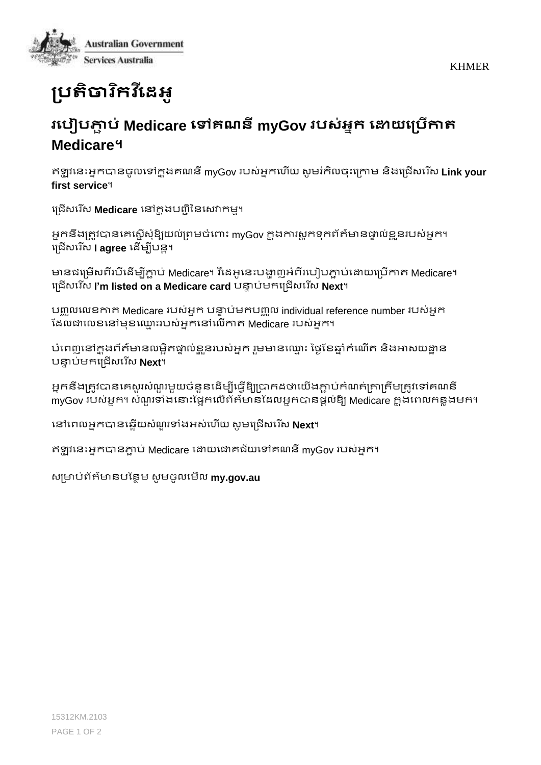Australian Government

Services Australia

KHMER

# ប្រតិចារិកវីដេអូ

## របៀបភ្ជាប់ Medicare ទៅគណនី myGov របស់អ្នក ដោយប្រើកាត Medicare។

ឥឡូវនេះអ្នកបានចូលទៅក្នុងគណនី myGov របស់អ្នកហើយ សូមរំកិលចុះក្រោម និងជ្រើសរើស **Link your first service**។

ជ្រើសរើស **Medicare** នៅក្នុងបញ្ជីនៃសេវាកម្ម។

អ្នកនឹងត្រូវបានគេស្នើសុំឱ្យយល់ព្រមចំពោះ myGov ក្នុងការស្តុកទុកព័ត៌មានផ្ទាល់ខ្លួនរបស់អ្នក។ ជ្រើសរើស **I agree** ដើម្បីបន្ត។

មានជម្រើសពីរបិដើម្បីភ្ជាប់ Medicare។ វីដេអូនេះបង្ហាញអំពីរបៀបភ្ជាប់ដោយប្រើកាត Medicare។ ជ្រើសរើស **I'm listed on a Medicare card** បន្ទាប់មកជ្រើសរើស **Next**។

បញ្ចូលលេខកាត Medicare របស់អ្នក បន្ទាប់មកបញ្ចូល individual reference number របស់អ្នក ដែលជាលេខនៅមុខឈ្មោះរបស់អ្នកនៅលើកាត Medicare របស់អ្នក។

បំពេញនៅក្នុងព័ត៌មានលម្អិតផ្ទាល់ខ្លួនរបស់អ្នក រួមមានឈ្មោះ ថ្ងៃខែឆ្នាំកំណើត និងអាសយដ្ឋាន បន្ទាប់មកជ្រើសរើស **Next**។

អ្នកនឹងត្រូវបានគេសួរសំណួរមួយចំនួនដើម្បីធ្វើឱ្យប្រាកដថាយើងភ្ជាប់កំណត់ត្រាត្រឹមត្រូវទៅគណនី myGov របស់អ្នក។ សំណួរទាំងនោះផ្អែកលើព័ត៌មានដែលអ្នកបានផ្តល់ឱ្យ Medicare ក្នុងពេលកន្លងមក។

នៅពេលអ្នកបានឆ្លើយសំណួរទាំងអស់ហើយ សូមជ្រើសរើស **Next**។

ឥឡូវនេះអ្នកបានភ្ជាប់ Medicare ដោយជោគជ័យទៅគណនី myGov របស់អ្នក។

សម្រាប់ព័ត៌មានបន្ថែម សូមចូលមើល **my.gov.au**

15312KM.2103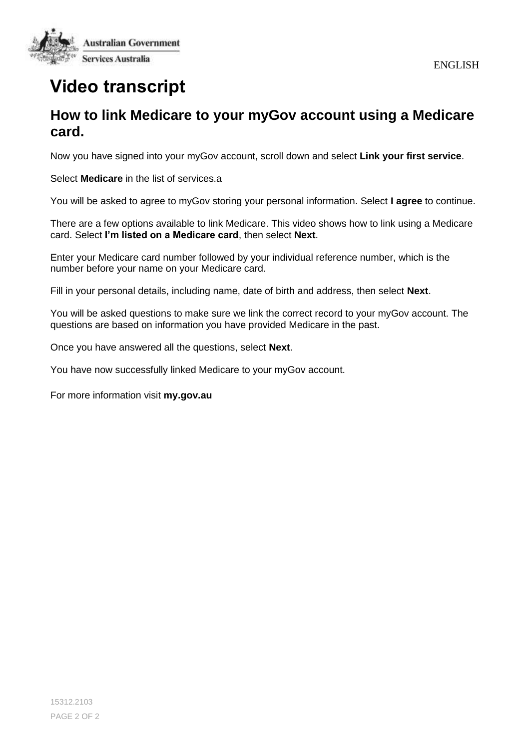Australian Government
Services Australia

ENGLISH

# Video transcript

## How to link Medicare to your myGov account using a Medicare card.

Now you have signed into your myGov account, scroll down and select **Link your first service**.

Select **Medicare** in the list of services.a

You will be asked to agree to myGov storing your personal information. Select **I agree** to continue.

There are a few options available to link Medicare. This video shows how to link using a Medicare card. Select **I'm listed on a Medicare card**, then select **Next**.

Enter your Medicare card number followed by your individual reference number, which is the number before your name on your Medicare card.

Fill in your personal details, including name, date of birth and address, then select **Next**.

You will be asked questions to make sure we link the correct record to your myGov account. The questions are based on information you have provided Medicare in the past.

Once you have answered all the questions, select **Next**.

You have now successfully linked Medicare to your myGov account.

For more information visit **my.gov.au**

15312.2103